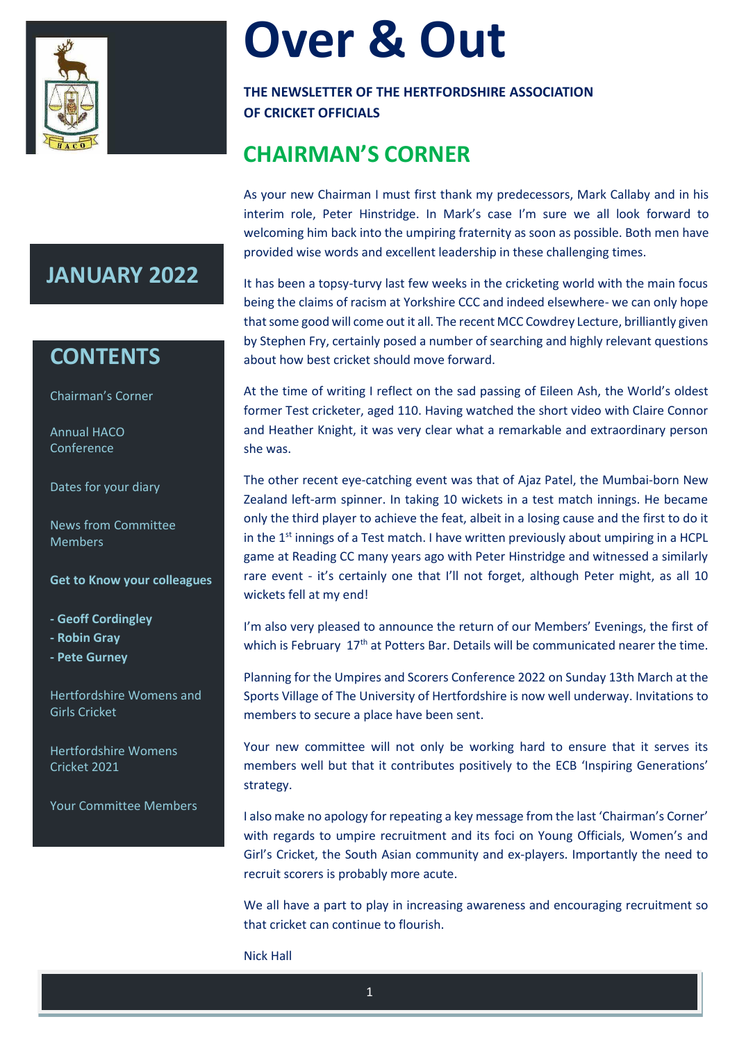# Over & Out

**THE NEWSLETTER OF THE HERTFORDSHIRE ASSOCIATION OF CRICKET OFFICIALS**

## JANUARY 2022

## CONTENTS

Chairman's Corner

Annual HACO Conference

Dates for your diary

News from Committee Members

**Get to Know your colleagues**

- **Geoff Cordingley**
- **Robin Gray**
- **Pete Gurney**

Hertfordshire Womens and Girls Cricket

Hertfordshire Womens Cricket 2021

Your Committee Members

## CHAIRMAN'S CORNER

As your new Chairman I must first thank my predecessors, Mark Callaby and in his interim role, Peter Hinstridge. In Mark's case I'm sure we all look forward to welcoming him back into the umpiring fraternity as soon as possible. Both men have provided wise words and excellent leadership in these challenging times.

It has been a topsy-turvy last few weeks in the cricketing world with the main focus being the claims of racism at Yorkshire CCC and indeed elsewhere- we can only hope that some good will come out it all. The recent MCC Cowdrey Lecture, brilliantly given by Stephen Fry, certainly posed a number of searching and highly relevant questions about how best cricket should move forward.

At the time of writing I reflect on the sad passing of Eileen Ash, the World's oldest former Test cricketer, aged 110. Having watched the short video with Claire Connor and Heather Knight, it was very clear what a remarkable and extraordinary person she was.

The other recent eye-catching event was that of Ajaz Patel, the Mumbai-born New Zealand left-arm spinner. In taking 10 wickets in a test match innings. He became only the third player to achieve the feat, albeit in a losing cause and the first to do it in the 1st innings of a Test match. I have written previously about umpiring in a HCPL game at Reading CC many years ago with Peter Hinstridge and witnessed a similarly rare event - it's certainly one that I'll not forget, although Peter might, as all 10 wickets fell at my end!

I'm also very pleased to announce the return of our Members' Evenings, the first of which is February 17th at Potters Bar. Details will be communicated nearer the time.

Planning for the Umpires and Scorers Conference 2022 on Sunday 13th March at the Sports Village of The University of Hertfordshire is now well underway. Invitations to members to secure a place have been sent.

Your new committee will not only be working hard to ensure that it serves its members well but that it contributes positively to the ECB 'Inspiring Generations' strategy.

I also make no apology for repeating a key message from the last 'Chairman's Corner' with regards to umpire recruitment and its foci on Young Officials, Women's and Girl's Cricket, the South Asian community and ex-players. Importantly the need to recruit scorers is probably more acute.

We all have a part to play in increasing awareness and encouraging recruitment so that cricket can continue to flourish.

Nick Hall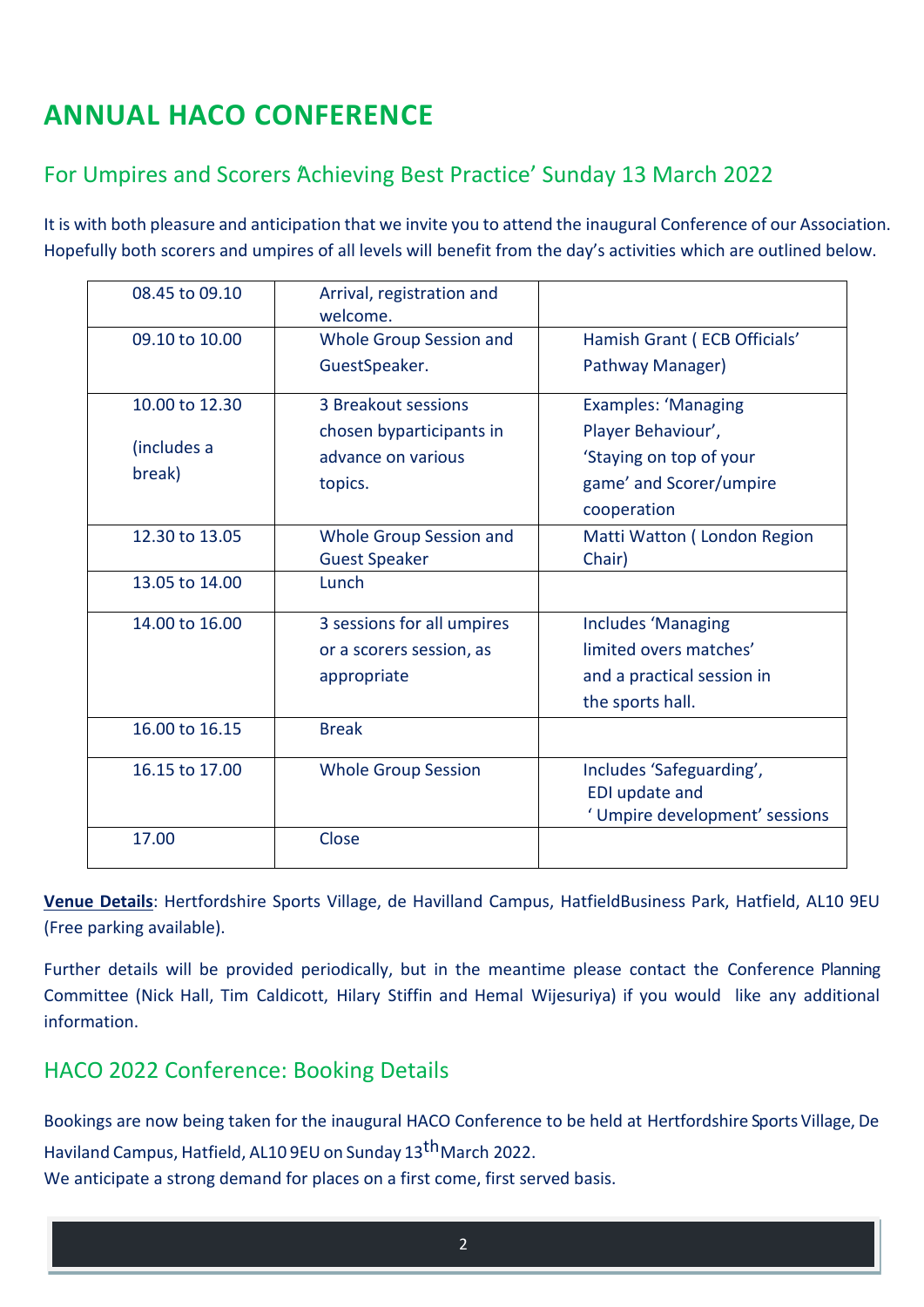# ANNUAL HACO CONFERENCE

## For Umpires and Scorers 'Achieving Best Practice' Sunday 13 March 2022

It is with both pleasure and anticipation that we invite you to attend the inaugural Conference of our Association. Hopefully both scorers and umpires of all levels will benefit from the day's activities which are outlined below.

| | | |
|---|---|---|
| 08.45 to 09.10 | Arrival, registration and welcome. | |
| 09.10 to 10.00 | Whole Group Session and GuestSpeaker. | Hamish Grant ( ECB Officials' Pathway Manager) |
| 10.00 to 12.30 (includes a break) | 3 Breakout sessions chosen byparticipants in advance on various topics. | Examples: 'Managing Player Behaviour', 'Staying on top of your game' and Scorer/umpire cooperation |
| 12.30 to 13.05 | Whole Group Session and Guest Speaker | Matti Watton ( London Region Chair) |
| 13.05 to 14.00 | Lunch | |
| 14.00 to 16.00 | 3 sessions for all umpires or a scorers session, as appropriate | Includes 'Managing limited overs matches' and a practical session in the sports hall. |
| 16.00 to 16.15 | Break | |
| 16.15 to 17.00 | Whole Group Session | Includes 'Safeguarding', EDI update and ' Umpire development' sessions |
| 17.00 | Close | |

**Venue Details**: Hertfordshire Sports Village, de Havilland Campus, HatfieldBusiness Park, Hatfield, AL10 9EU (Free parking available).

Further details will be provided periodically, but in the meantime please contact the Conference Planning Committee (Nick Hall, Tim Caldicott, Hilary Stiffin and Hemal Wijesuriya) if you would like any additional information.

## HACO 2022 Conference: Booking Details

Bookings are now being taken for the inaugural HACO Conference to be held at Hertfordshire Sports Village, De Haviland Campus, Hatfield, AL10 9EU on Sunday 13th March 2022.
We anticipate a strong demand for places on a first come, first served basis.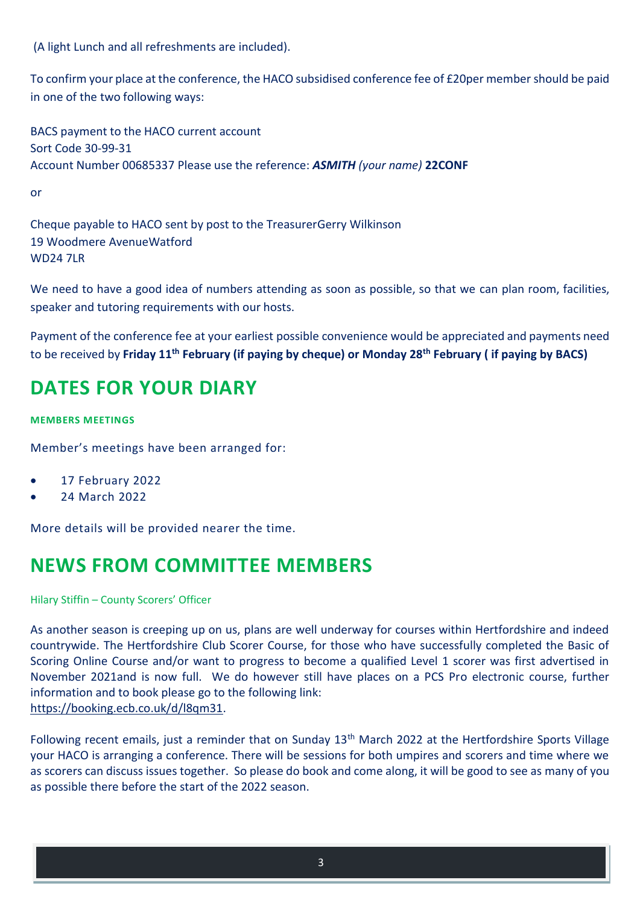(A light Lunch and all refreshments are included).

To confirm your place at the conference, the HACO subsidised conference fee of £20per member should be paid in one of the two following ways:

BACS payment to the HACO current account
Sort Code 30-99-31
Account Number 00685337 Please use the reference: ***ASMITH*** *(your name)* **22CONF**

or

Cheque payable to HACO sent by post to the TreasurerGerry Wilkinson
19 Woodmere AvenueWatford
WD24 7LR

We need to have a good idea of numbers attending as soon as possible, so that we can plan room, facilities, speaker and tutoring requirements with our hosts.

Payment of the conference fee at your earliest possible convenience would be appreciated and payments need to be received by **Friday 11th February (if paying by cheque) or Monday 28th February ( if paying by BACS)**

# DATES FOR YOUR DIARY

#### MEMBERS MEETINGS

Member's meetings have been arranged for:

- 17 February 2022
- 24 March 2022

More details will be provided nearer the time.

# NEWS FROM COMMITTEE MEMBERS

Hilary Stiffin – County Scorers' Officer

As another season is creeping up on us, plans are well underway for courses within Hertfordshire and indeed countrywide. The Hertfordshire Club Scorer Course, for those who have successfully completed the Basic of Scoring Online Course and/or want to progress to become a qualified Level 1 scorer was first advertised in November 2021and is now full. We do however still have places on a PCS Pro electronic course, further information and to book please go to the following link:
https://booking.ecb.co.uk/d/l8qm31.

Following recent emails, just a reminder that on Sunday 13th March 2022 at the Hertfordshire Sports Village your HACO is arranging a conference. There will be sessions for both umpires and scorers and time where we as scorers can discuss issues together. So please do book and come along, it will be good to see as many of you as possible there before the start of the 2022 season.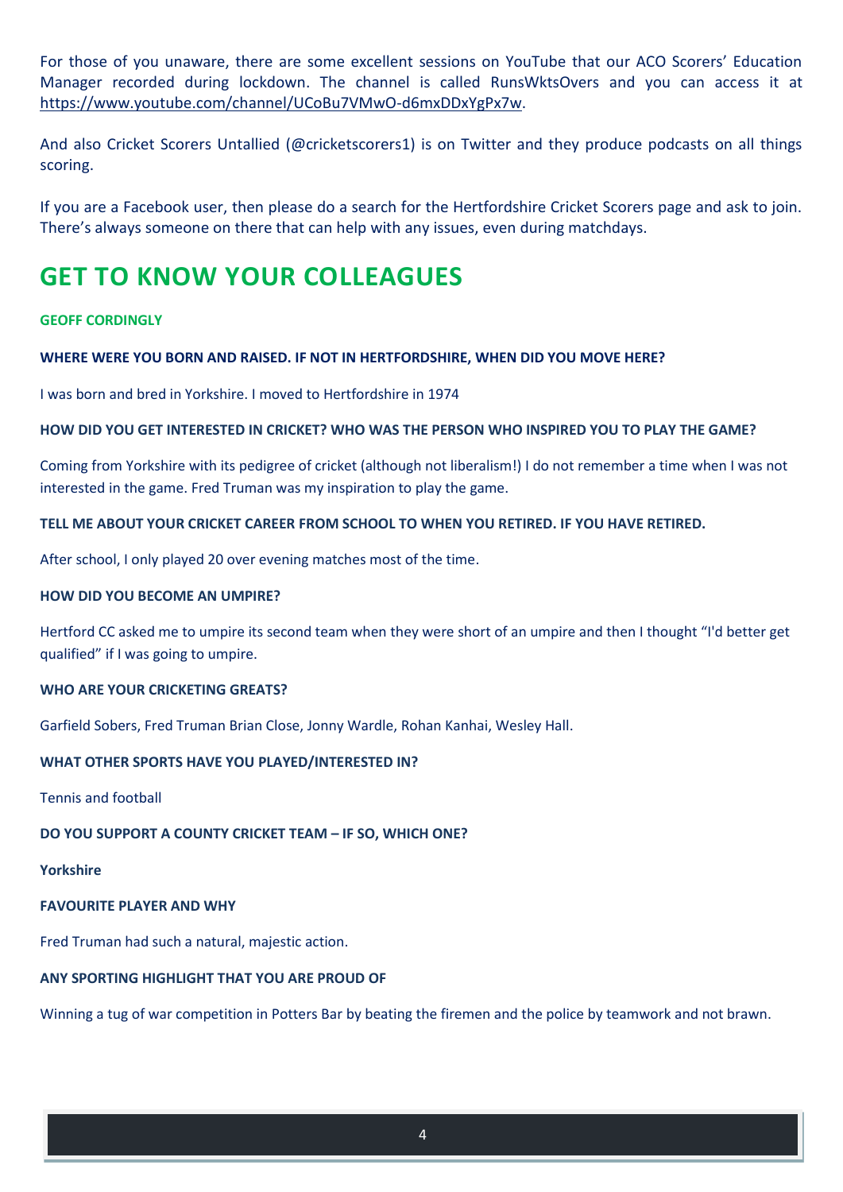For those of you unaware, there are some excellent sessions on YouTube that our ACO Scorers' Education Manager recorded during lockdown. The channel is called RunsWktsOvers and you can access it at https://www.youtube.com/channel/UCoBu7VMwO-d6mxDDxYgPx7w.

And also Cricket Scorers Untallied (@cricketscorers1) is on Twitter and they produce podcasts on all things scoring.

If you are a Facebook user, then please do a search for the Hertfordshire Cricket Scorers page and ask to join. There's always someone on there that can help with any issues, even during matchdays.

# GET TO KNOW YOUR COLLEAGUES

**GEOFF CORDINGLY**

**WHERE WERE YOU BORN AND RAISED. IF NOT IN HERTFORDSHIRE, WHEN DID YOU MOVE HERE?**

I was born and bred in Yorkshire. I moved to Hertfordshire in 1974

**HOW DID YOU GET INTERESTED IN CRICKET? WHO WAS THE PERSON WHO INSPIRED YOU TO PLAY THE GAME?**

Coming from Yorkshire with its pedigree of cricket (although not liberalism!) I do not remember a time when I was not interested in the game. Fred Truman was my inspiration to play the game.

**TELL ME ABOUT YOUR CRICKET CAREER FROM SCHOOL TO WHEN YOU RETIRED. IF YOU HAVE RETIRED.**

After school, I only played 20 over evening matches most of the time.

**HOW DID YOU BECOME AN UMPIRE?**

Hertford CC asked me to umpire its second team when they were short of an umpire and then I thought "I'd better get qualified" if I was going to umpire.

**WHO ARE YOUR CRICKETING GREATS?**

Garfield Sobers, Fred Truman Brian Close, Jonny Wardle, Rohan Kanhai, Wesley Hall.

**WHAT OTHER SPORTS HAVE YOU PLAYED/INTERESTED IN?**

Tennis and football

**DO YOU SUPPORT A COUNTY CRICKET TEAM – IF SO, WHICH ONE?**

**Yorkshire**

**FAVOURITE PLAYER AND WHY**

Fred Truman had such a natural, majestic action.

**ANY SPORTING HIGHLIGHT THAT YOU ARE PROUD OF**

Winning a tug of war competition in Potters Bar by beating the firemen and the police by teamwork and not brawn.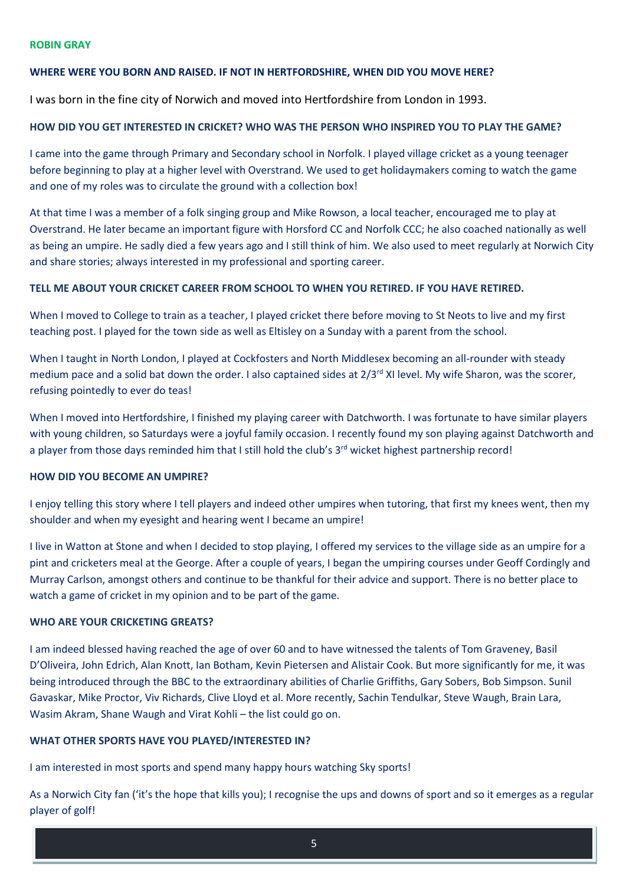**ROBIN GRAY**

**WHERE WERE YOU BORN AND RAISED. IF NOT IN HERTFORDSHIRE, WHEN DID YOU MOVE HERE?**

I was born in the fine city of Norwich and moved into Hertfordshire from London in 1993.

**HOW DID YOU GET INTERESTED IN CRICKET? WHO WAS THE PERSON WHO INSPIRED YOU TO PLAY THE GAME?**

I came into the game through Primary and Secondary school in Norfolk. I played village cricket as a young teenager before beginning to play at a higher level with Overstrand. We used to get holidaymakers coming to watch the game and one of my roles was to circulate the ground with a collection box!

At that time I was a member of a folk singing group and Mike Rowson, a local teacher, encouraged me to play at Overstrand. He later became an important figure with Horsford CC and Norfolk CCC; he also coached nationally as well as being an umpire. He sadly died a few years ago and I still think of him. We also used to meet regularly at Norwich City and share stories; always interested in my professional and sporting career.

**TELL ME ABOUT YOUR CRICKET CAREER FROM SCHOOL TO WHEN YOU RETIRED. IF YOU HAVE RETIRED.**

When I moved to College to train as a teacher, I played cricket there before moving to St Neots to live and my first teaching post. I played for the town side as well as Eltisley on a Sunday with a parent from the school.

When I taught in North London, I played at Cockfosters and North Middlesex becoming an all-rounder with steady medium pace and a solid bat down the order. I also captained sides at 2/3rd XI level. My wife Sharon, was the scorer, refusing pointedly to ever do teas!

When I moved into Hertfordshire, I finished my playing career with Datchworth. I was fortunate to have similar players with young children, so Saturdays were a joyful family occasion. I recently found my son playing against Datchworth and a player from those days reminded him that I still hold the club's 3rd wicket highest partnership record!

**HOW DID YOU BECOME AN UMPIRE?**

I enjoy telling this story where I tell players and indeed other umpires when tutoring, that first my knees went, then my shoulder and when my eyesight and hearing went I became an umpire!

I live in Watton at Stone and when I decided to stop playing, I offered my services to the village side as an umpire for a pint and cricketers meal at the George. After a couple of years, I began the umpiring courses under Geoff Cordingly and Murray Carlson, amongst others and continue to be thankful for their advice and support. There is no better place to watch a game of cricket in my opinion and to be part of the game.

**WHO ARE YOUR CRICKETING GREATS?**

I am indeed blessed having reached the age of over 60 and to have witnessed the talents of Tom Graveney, Basil D'Oliveira, John Edrich, Alan Knott, Ian Botham, Kevin Pietersen and Alistair Cook. But more significantly for me, it was being introduced through the BBC to the extraordinary abilities of Charlie Griffiths, Gary Sobers, Bob Simpson. Sunil Gavaskar, Mike Proctor, Viv Richards, Clive Lloyd et al. More recently, Sachin Tendulkar, Steve Waugh, Brain Lara, Wasim Akram, Shane Waugh and Virat Kohli – the list could go on.

**WHAT OTHER SPORTS HAVE YOU PLAYED/INTERESTED IN?**

I am interested in most sports and spend many happy hours watching Sky sports!

As a Norwich City fan ('it's the hope that kills you); I recognise the ups and downs of sport and so it emerges as a regular player of golf!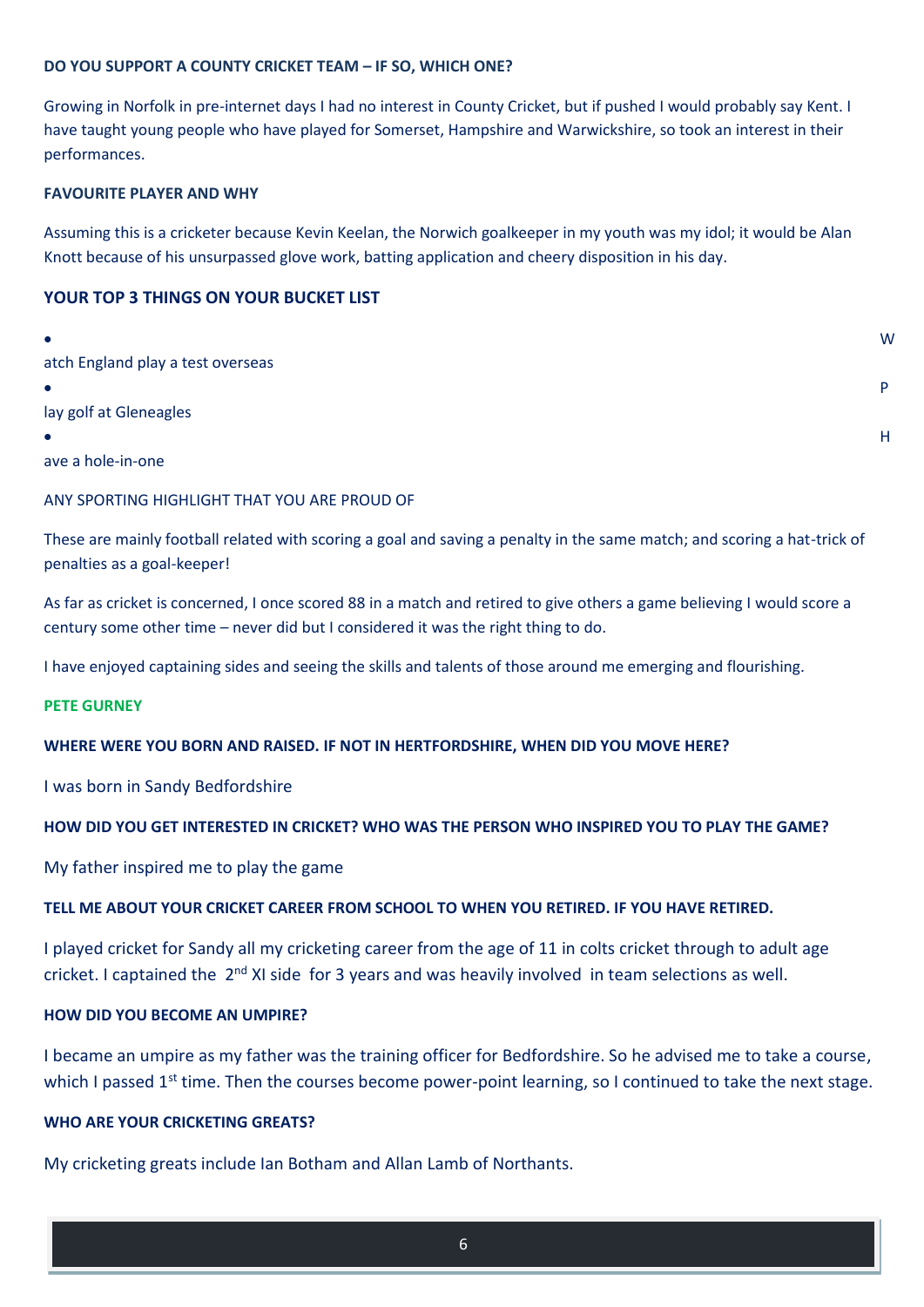**DO YOU SUPPORT A COUNTY CRICKET TEAM – IF SO, WHICH ONE?**

Growing in Norfolk in pre-internet days I had no interest in County Cricket, but if pushed I would probably say Kent. I have taught young people who have played for Somerset, Hampshire and Warwickshire, so took an interest in their performances.

**FAVOURITE PLAYER AND WHY**

Assuming this is a cricketer because Kevin Keelan, the Norwich goalkeeper in my youth was my idol; it would be Alan Knott because of his unsurpassed glove work, batting application and cheery disposition in his day.

**YOUR TOP 3 THINGS ON YOUR BUCKET LIST**

- Watch England play a test overseas
- Play golf at Gleneagles
- Have a hole-in-one

ANY SPORTING HIGHLIGHT THAT YOU ARE PROUD OF

These are mainly football related with scoring a goal and saving a penalty in the same match; and scoring a hat-trick of penalties as a goal-keeper!

As far as cricket is concerned, I once scored 88 in a match and retired to give others a game believing I would score a century some other time – never did but I considered it was the right thing to do.

I have enjoyed captaining sides and seeing the skills and talents of those around me emerging and flourishing.

**PETE GURNEY**

**WHERE WERE YOU BORN AND RAISED. IF NOT IN HERTFORDSHIRE, WHEN DID YOU MOVE HERE?**

I was born in Sandy Bedfordshire

**HOW DID YOU GET INTERESTED IN CRICKET? WHO WAS THE PERSON WHO INSPIRED YOU TO PLAY THE GAME?**

My father inspired me to play the game

**TELL ME ABOUT YOUR CRICKET CAREER FROM SCHOOL TO WHEN YOU RETIRED. IF YOU HAVE RETIRED.**

I played cricket for Sandy all my cricketing career from the age of 11 in colts cricket through to adult age cricket. I captained the 2nd XI side for 3 years and was heavily involved in team selections as well.

**HOW DID YOU BECOME AN UMPIRE?**

I became an umpire as my father was the training officer for Bedfordshire. So he advised me to take a course, which I passed 1st time. Then the courses become power-point learning, so I continued to take the next stage.

**WHO ARE YOUR CRICKETING GREATS?**

My cricketing greats include Ian Botham and Allan Lamb of Northants.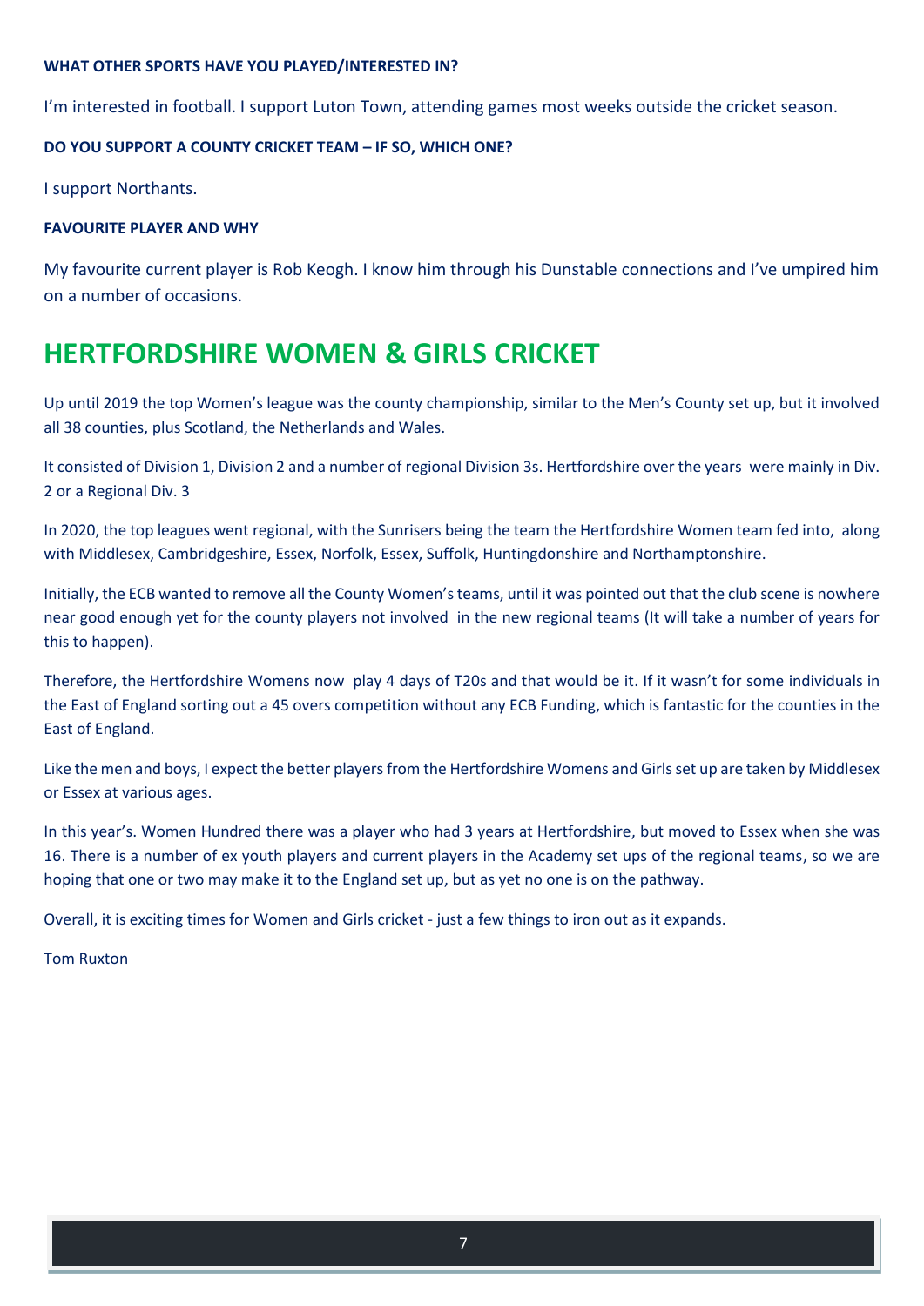**WHAT OTHER SPORTS HAVE YOU PLAYED/INTERESTED IN?**

I'm interested in football. I support Luton Town, attending games most weeks outside the cricket season.

**DO YOU SUPPORT A COUNTY CRICKET TEAM – IF SO, WHICH ONE?**

I support Northants.

**FAVOURITE PLAYER AND WHY**

My favourite current player is Rob Keogh. I know him through his Dunstable connections and I've umpired him on a number of occasions.

# HERTFORDSHIRE WOMEN & GIRLS CRICKET

Up until 2019 the top Women's league was the county championship, similar to the Men's County set up, but it involved all 38 counties, plus Scotland, the Netherlands and Wales.

It consisted of Division 1, Division 2 and a number of regional Division 3s. Hertfordshire over the years were mainly in Div. 2 or a Regional Div. 3

In 2020, the top leagues went regional, with the Sunrisers being the team the Hertfordshire Women team fed into, along with Middlesex, Cambridgeshire, Essex, Norfolk, Essex, Suffolk, Huntingdonshire and Northamptonshire.

Initially, the ECB wanted to remove all the County Women's teams, until it was pointed out that the club scene is nowhere near good enough yet for the county players not involved in the new regional teams (It will take a number of years for this to happen).

Therefore, the Hertfordshire Womens now play 4 days of T20s and that would be it. If it wasn't for some individuals in the East of England sorting out a 45 overs competition without any ECB Funding, which is fantastic for the counties in the East of England.

Like the men and boys, I expect the better players from the Hertfordshire Womens and Girls set up are taken by Middlesex or Essex at various ages.

In this year's. Women Hundred there was a player who had 3 years at Hertfordshire, but moved to Essex when she was 16. There is a number of ex youth players and current players in the Academy set ups of the regional teams, so we are hoping that one or two may make it to the England set up, but as yet no one is on the pathway.

Overall, it is exciting times for Women and Girls cricket - just a few things to iron out as it expands.

Tom Ruxton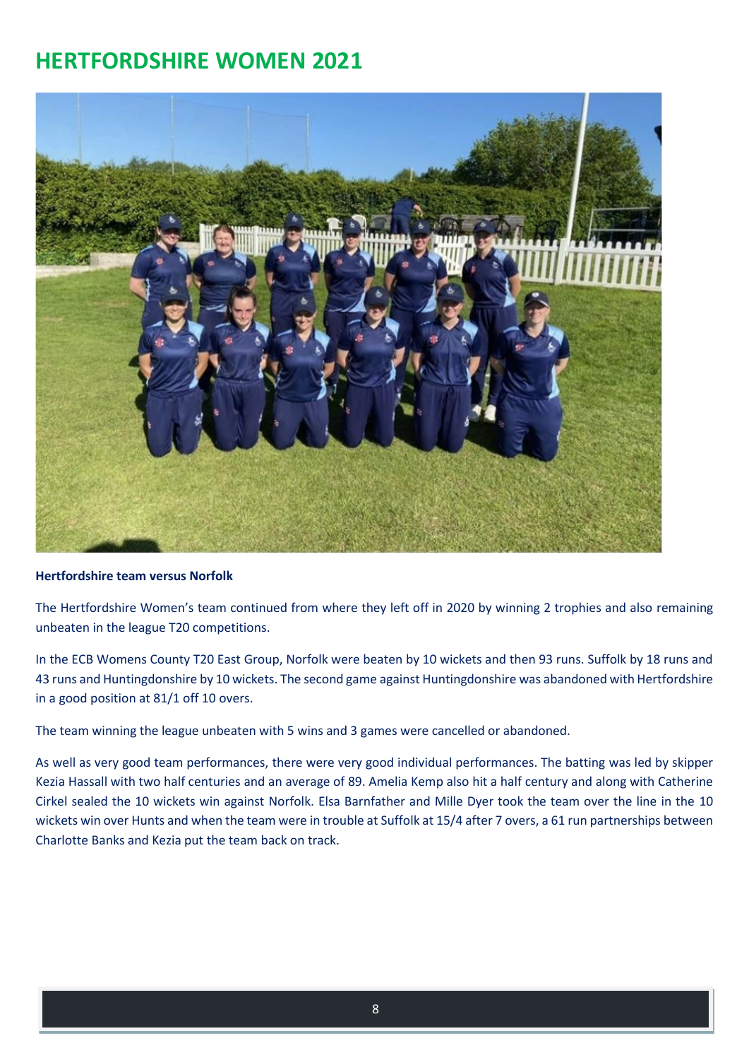# HERTFORDSHIRE WOMEN 2021

**Hertfordshire team versus Norfolk**

The Hertfordshire Women's team continued from where they left off in 2020 by winning 2 trophies and also remaining unbeaten in the league T20 competitions.

In the ECB Womens County T20 East Group, Norfolk were beaten by 10 wickets and then 93 runs. Suffolk by 18 runs and 43 runs and Huntingdonshire by 10 wickets. The second game against Huntingdonshire was abandoned with Hertfordshire in a good position at 81/1 off 10 overs.

The team winning the league unbeaten with 5 wins and 3 games were cancelled or abandoned.

As well as very good team performances, there were very good individual performances. The batting was led by skipper Kezia Hassall with two half centuries and an average of 89. Amelia Kemp also hit a half century and along with Catherine Cirkel sealed the 10 wickets win against Norfolk. Elsa Barnfather and Mille Dyer took the team over the line in the 10 wickets win over Hunts and when the team were in trouble at Suffolk at 15/4 after 7 overs, a 61 run partnerships between Charlotte Banks and Kezia put the team back on track.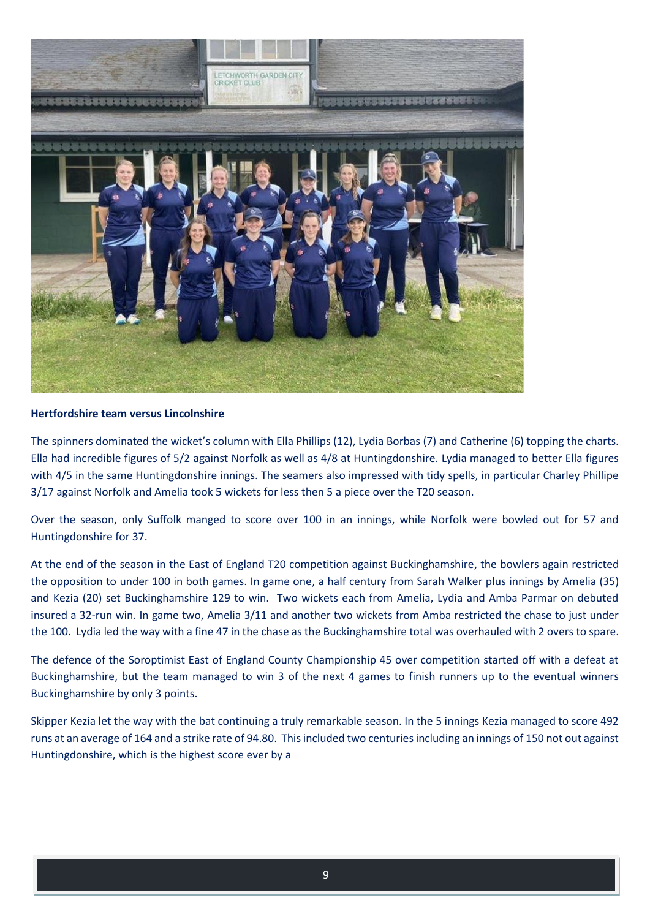**Hertfordshire team versus Lincolnshire**

The spinners dominated the wicket's column with Ella Phillips (12), Lydia Borbas (7) and Catherine (6) topping the charts. Ella had incredible figures of 5/2 against Norfolk as well as 4/8 at Huntingdonshire. Lydia managed to better Ella figures with 4/5 in the same Huntingdonshire innings. The seamers also impressed with tidy spells, in particular Charley Phillipe 3/17 against Norfolk and Amelia took 5 wickets for less then 5 a piece over the T20 season.

Over the season, only Suffolk manged to score over 100 in an innings, while Norfolk were bowled out for 57 and Huntingdonshire for 37.

At the end of the season in the East of England T20 competition against Buckinghamshire, the bowlers again restricted the opposition to under 100 in both games. In game one, a half century from Sarah Walker plus innings by Amelia (35) and Kezia (20) set Buckinghamshire 129 to win. Two wickets each from Amelia, Lydia and Amba Parmar on debuted insured a 32-run win. In game two, Amelia 3/11 and another two wickets from Amba restricted the chase to just under the 100. Lydia led the way with a fine 47 in the chase as the Buckinghamshire total was overhauled with 2 overs to spare.

The defence of the Soroptimist East of England County Championship 45 over competition started off with a defeat at Buckinghamshire, but the team managed to win 3 of the next 4 games to finish runners up to the eventual winners Buckinghamshire by only 3 points.

Skipper Kezia let the way with the bat continuing a truly remarkable season. In the 5 innings Kezia managed to score 492 runs at an average of 164 and a strike rate of 94.80. This included two centuries including an innings of 150 not out against Huntingdonshire, which is the highest score ever by a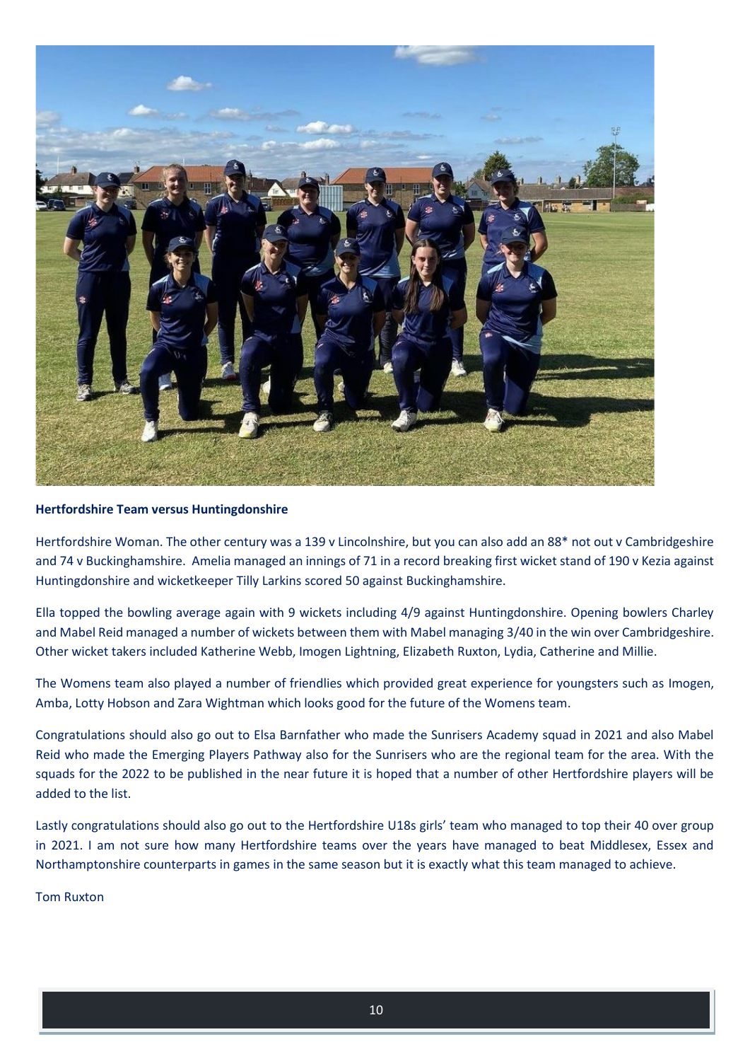**Hertfordshire Team versus Huntingdonshire**

Hertfordshire Woman. The other century was a 139 v Lincolnshire, but you can also add an 88* not out v Cambridgeshire and 74 v Buckinghamshire. Amelia managed an innings of 71 in a record breaking first wicket stand of 190 v Kezia against Huntingdonshire and wicketkeeper Tilly Larkins scored 50 against Buckinghamshire.

Ella topped the bowling average again with 9 wickets including 4/9 against Huntingdonshire. Opening bowlers Charley and Mabel Reid managed a number of wickets between them with Mabel managing 3/40 in the win over Cambridgeshire. Other wicket takers included Katherine Webb, Imogen Lightning, Elizabeth Ruxton, Lydia, Catherine and Millie.

The Womens team also played a number of friendlies which provided great experience for youngsters such as Imogen, Amba, Lotty Hobson and Zara Wightman which looks good for the future of the Womens team.

Congratulations should also go out to Elsa Barnfather who made the Sunrisers Academy squad in 2021 and also Mabel Reid who made the Emerging Players Pathway also for the Sunrisers who are the regional team for the area. With the squads for the 2022 to be published in the near future it is hoped that a number of other Hertfordshire players will be added to the list.

Lastly congratulations should also go out to the Hertfordshire U18s girls' team who managed to top their 40 over group in 2021. I am not sure how many Hertfordshire teams over the years have managed to beat Middlesex, Essex and Northamptonshire counterparts in games in the same season but it is exactly what this team managed to achieve.

Tom Ruxton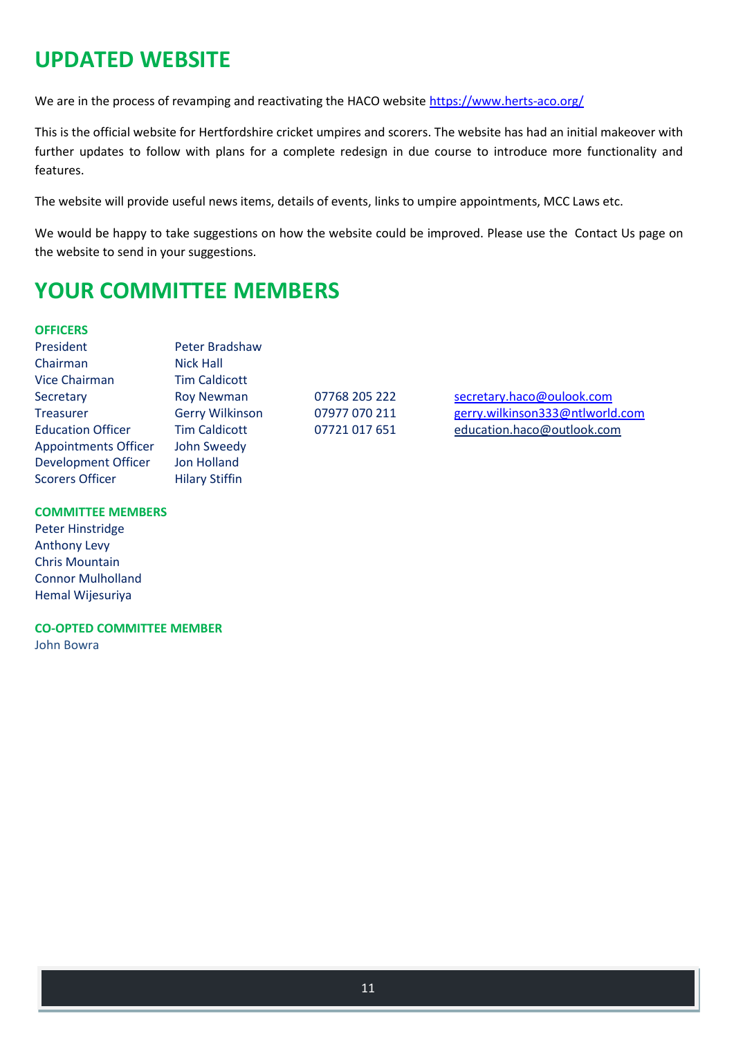## UPDATED WEBSITE

We are in the process of revamping and reactivating the HACO website https://www.herts-aco.org/

This is the official website for Hertfordshire cricket umpires and scorers. The website has had an initial makeover with further updates to follow with plans for a complete redesign in due course to introduce more functionality and features.

The website will provide useful news items, details of events, links to umpire appointments, MCC Laws etc.

We would be happy to take suggestions on how the website could be improved. Please use the Contact Us page on the website to send in your suggestions.

## YOUR COMMITTEE MEMBERS

**OFFICERS**

| | | | |
|---|---|---|---|
| President | Peter Bradshaw | | |
| Chairman | Nick Hall | | |
| Vice Chairman | Tim Caldicott | | |
| Secretary | Roy Newman | 07768 205 222 | secretary.haco@oulook.com |
| Treasurer | Gerry Wilkinson | 07977 070 211 | gerry.wilkinson333@ntlworld.com |
| Education Officer | Tim Caldicott | 07721 017 651 | education.haco@outlook.com |
| Appointments Officer | John Sweedy | | |
| Development Officer | Jon Holland | | |
| Scorers Officer | Hilary Stiffin | | |

**COMMITTEE MEMBERS**

Peter Hinstridge
Anthony Levy
Chris Mountain
Connor Mulholland
Hemal Wijesuriya

**CO-OPTED COMMITTEE MEMBER**

John Bowra